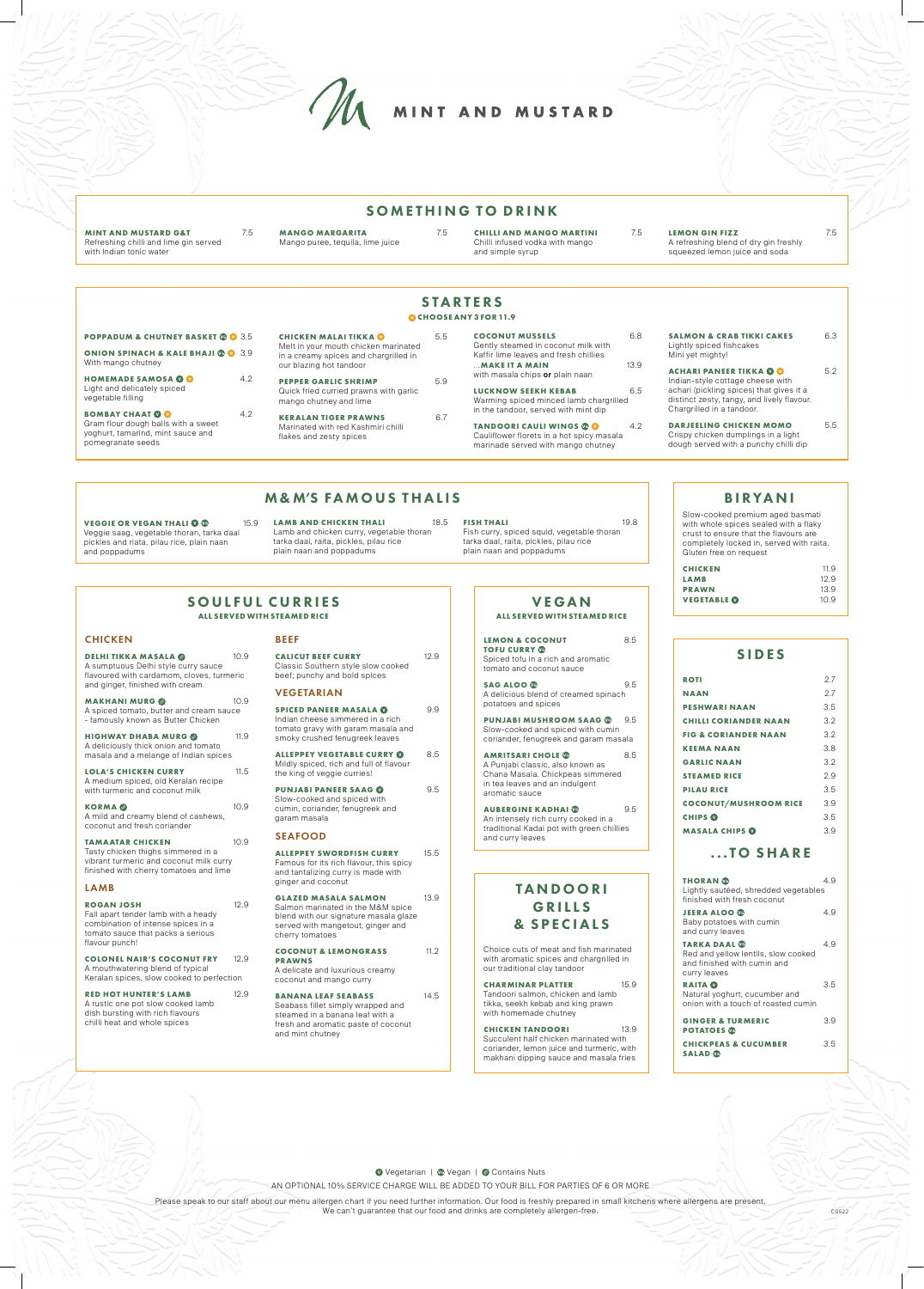# MINT AND MUSTARD

## SOMETHING TO DRINK

**MINT AND MUSTARD G&T** 7.5
Refreshing chilli and lime gin served with Indian tonic water

**MANGO MARGARITA** 7.5
Mango puree, tequila, lime juice

**CHILLI AND MANGO MARTINI** 7.5
Chilli infused vodka with mango and simple syrup

**LEMON GIN FIZZ** 7.5
A refreshing blend of dry gin freshly squeezed lemon juice and soda

## STARTERS

CHOOSE ANY 3 FOR 11.9

**POPPADUM & CHUTNEY BASKET** (Vg) 3.5

**ONION SPINACH & KALE BHAJI** (Vg) 3.9
With mango chutney

**HOMEMADE SAMOSA** (V) 4.2
Light and delicately spiced vegetable filling

**BOMBAY CHAAT** (V) 4.2
Gram flour dough balls with a sweet yoghurt, tamarind, mint sauce and pomegranate seeds

**CHICKEN MALAI TIKKA** 5.5
Melt in your mouth chicken marinated in a creamy spices and chargrilled in our blazing hot tandoor

**PEPPER GARLIC SHRIMP** 5.9
Quick fried curried prawns with garlic mango chutney and lime

**KERALAN TIGER PRAWNS** 6.7
Marinated with red Kashmiri chilli flakes and zesty spices

**COCONUT MUSSELS** 6.8
Gently steamed in coconut milk with Kaffir lime leaves and fresh chillies
**...MAKE IT A MAIN** 13.9
with masala chips **or** plain naan

**LUCKNOW SEEKH KEBAB** 6.5
Warming spiced minced lamb chargrilled in the tandoor, served with mint dip

**TANDOORI CAULI WINGS** (Vg) 4.2
Cauliflower florets in a hot spicy masala marinade served with mango chutney

**SALMON & CRAB TIKKI CAKES** 6.3
Lightly spiced fishcakes
Mini yet mighty!

**ACHARI PANEER TIKKA** (V) 5.2
Indian-style cottage cheese with achari (pickling spices) that gives it a distinct zesty, tangy, and lively flavour. Chargrilled in a tandoor.

**DARJEELING CHICKEN MOMO** 5.5
Crispy chicken dumplings in a light dough served with a punchy chilli dip

## M&M'S FAMOUS THALIS

**VEGGIE OR VEGAN THALI** (V) (Vg) 15.9
Veggie saag, vegetable thoran, tarka daal pickles and riata, pilau rice, plain naan and poppadums

**LAMB AND CHICKEN THALI** 18.5
Lamb and chicken curry, vegetable thoran tarka daal, raita, pickles, pilau rice plain naan and poppadums

**FISH THALI** 19.8
Fish curry, spiced squid, vegetable thoran tarka daal, raita, pickles, pilau rice plain naan and poppadums

## BIRYANI

Slow-cooked premium aged basmati with whole spices sealed with a flaky crust to ensure that the flavours are completely locked in, served with raita. Gluten free on request

| | |
|---|---|
| **CHICKEN** | 11.9 |
| **LAMB** | 12.9 |
| **PRAWN** | 13.9 |
| **VEGETABLE** (V) | 10.9 |

## SOULFUL CURRIES

ALL SERVED WITH STEAMED RICE

### CHICKEN

**DELHI TIKKA MASALA** (N) 10.9
A sumptuous Delhi style curry sauce flavoured with cardamom, cloves, turmeric and ginger, finished with cream

**MAKHANI MURG** (N) 10.9
A spiced tomato, butter and cream sauce - famously known as Butter Chicken

**HIGHWAY DHABA MURG** (N) 11.9
A deliciously thick onion and tomato masala and a melange of Indian spices

**LOLA'S CHICKEN CURRY** 11.5
A medium spiced, old Keralan recipe with turmeric and coconut milk

**KORMA** (N) 10.9
A mild and creamy blend of cashews, coconut and fresh coriander

**TAMAATAR CHICKEN** 10.9
Tasty chicken thighs simmered in a vibrant turmeric and coconut milk curry finished with cherry tomatoes and lime

### LAMB

**ROGAN JOSH** 12.9
Fall apart tender lamb with a heady combination of intense spices in a tomato sauce that packs a serious flavour punch!

**COLONEL NAIR'S COCONUT FRY** 12.9
A mouthwatering blend of typical Keralan spices, slow cooked to perfection

**RED HOT HUNTER'S LAMB** 12.9
A rustic one pot slow cooked lamb dish bursting with rich flavours chilli heat and whole spices

### BEEF

**CALICUT BEEF CURRY** 12.9
Classic Southern style slow cooked beef; punchy and bold spices

### VEGETARIAN

**SPICED PANEER MASALA** (V) 9.9
Indian cheese simmered in a rich tomato gravy with garam masala and smoky crushed fenugreek leaves

**ALLEPPEY VEGETABLE CURRY** (V) 8.5
Mildly spiced, rich and full of flavour the king of veggie curries!

**PUNJABI PANEER SAAG** (V) 9.5
Slow-cooked and spiced with cumin, coriander, fenugreek and garam masala

### SEAFOOD

**ALLEPPEY SWORDFISH CURRY** 15.5
Famous for its rich flavour, this spicy and tantalizing curry is made with ginger and coconut

**GLAZED MASALA SALMON** 13.9
Salmon marinated in the M&M spice blend with our signature masala glaze served with mangetout, ginger and cherry tomatoes

**COCONUT & LEMONGRASS PRAWNS** 11.2
A delicate and luxurious creamy coconut and mango curry

**BANANA LEAF SEABASS** 14.5
Seabass fillet simply wrapped and steamed in a banana leaf with a fresh and aromatic paste of coconut and mint chutney

## VEGAN

ALL SERVED WITH STEAMED RICE

**LEMON & COCONUT TOFU CURRY** (Vg) 8.5
Spiced tofu in a rich and aromatic tomato and coconut sauce

**SAG ALOO** (Vg) 9.5
A delicious blend of creamed spinach potatoes and spices

**PUNJABI MUSHROOM SAAG** (Vg) 9.5
Slow-cooked and spiced with cumin coriander, fenugreek and garam masala

**AMRITSARI CHOLE** (Vg) 8.5
A Punjabi classic, also known as Chana Masala. Chickpeas simmered in tea leaves and an indulgent aromatic sauce

**AUBERGINE KADHAI** (Vg) 9.5
An intensely rich curry cooked in a traditional Kadai pot with green chillies and curry leaves

## TANDOORI GRILLS & SPECIALS

Choice cuts of meat and fish marinated with aromatic spices and chargrilled in our traditional clay tandoor

**CHARMINAR PLATTER** 15.9
Tandoori salmon, chicken and lamb tikka, seekh kebab and king prawn with homemade chutney

**CHICKEN TANDOORI** 13.9
Succulent half chicken marinated with coriander, lemon juice and turmeric, with makhani dipping sauce and masala fries

## SIDES

| | |
|---|---|
| **ROTI** | 2.7 |
| **NAAN** | 2.7 |
| **PESHWARI NAAN** | 3.5 |
| **CHILLI CORIANDER NAAN** | 3.2 |
| **FIG & CORIANDER NAAN** | 3.2 |
| **KEEMA NAAN** | 3.8 |
| **GARLIC NAAN** | 3.2 |
| **STEAMED RICE** | 2.9 |
| **PILAU RICE** | 3.5 |
| **COCONUT/MUSHROOM RICE** | 3.9 |
| **CHIPS** (V) | 3.5 |
| **MASALA CHIPS** (V) | 3.9 |

## ...TO SHARE

**THORAN** (Vg) 4.9
Lightly sautéed, shredded vegetables finished with fresh coconut

**JEERA ALOO** (Vg) 4.9
Baby potatoes with cumin and curry leaves

**TARKA DAAL** (Vg) 4.9
Red and yellow lentils, slow cooked and finished with cumin and curry leaves

**RAITA** (V) 3.5
Natural yoghurt, cucumber and onion with a touch of roasted cumin

**GINGER & TURMERIC POTATOES** (Vg) 3.9

**CHICKPEAS & CUCUMBER SALAD** (Vg) 3.5

(V) Vegetarian | (Vg) Vegan | (N) Contains Nuts

AN OPTIONAL 10% SERVICE CHARGE WILL BE ADDED TO YOUR BILL FOR PARTIES OF 6 OR MORE.

Please speak to our staff about our menu allergen chart if you need further information. Our food is freshly prepared in small kitchens where allergens are present. We can't guarantee that our food and drinks are completely allergen-free.

C0522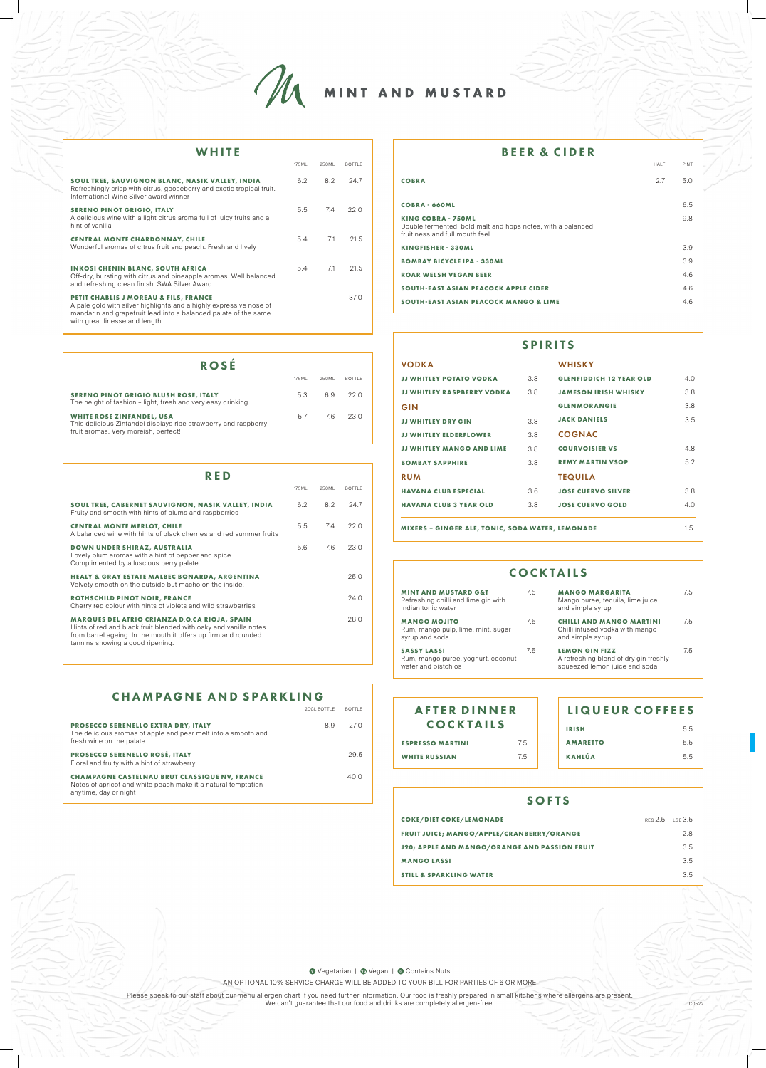# MINT AND MUSTARD

## WHITE

| | 175ML | 250ML | BOTTLE |
|---|---|---|---|
| **SOUL TREE, SAUVIGNON BLANC, NASIK VALLEY, INDIA**<br>Refreshingly crisp with citrus, gooseberry and exotic tropical fruit. International Wine Silver award winner | 6.2 | 8.2 | 24.7 |
| **SERENO PINOT GRIGIO, ITALY**<br>A delicious wine with a light citrus aroma full of juicy fruits and a hint of vanilla | 5.5 | 7.4 | 22.0 |
| **CENTRAL MONTE CHARDONNAY, CHILE**<br>Wonderful aromas of citrus fruit and peach. Fresh and lively | 5.4 | 7.1 | 21.5 |
| **INKOSI CHENIN BLANC, SOUTH AFRICA**<br>Off-dry, bursting with citrus and pineapple aromas. Well balanced and refreshing clean finish. SWA Silver Award. | 5.4 | 7.1 | 21.5 |
| **PETIT CHABLIS J MOREAU & FILS, FRANCE**<br>A pale gold with silver highlights and a highly expressive nose of mandarin and grapefruit lead into a balanced palate of the same with great finesse and length | | | 37.0 |

## ROSÉ

| | 175ML | 250ML | BOTTLE |
|---|---|---|---|
| **SERENO PINOT GRIGIO BLUSH ROSE, ITALY**<br>The height of fashion – light, fresh and very easy drinking | 5.3 | 6.9 | 22.0 |
| **WHITE ROSE ZINFANDEL, USA**<br>This delicious Zinfandel displays ripe strawberry and raspberry fruit aromas. Very moreish, perfect! | 5.7 | 7.6 | 23.0 |

## RED

| | 175ML | 250ML | BOTTLE |
|---|---|---|---|
| **SOUL TREE, CABERNET SAUVIGNON, NASIK VALLEY, INDIA**<br>Fruity and smooth with hints of plums and raspberries | 6.2 | 8.2 | 24.7 |
| **CENTRAL MONTE MERLOT, CHILE**<br>A balanced wine with hints of black cherries and red summer fruits | 5.5 | 7.4 | 22.0 |
| **DOWN UNDER SHIRAZ, AUSTRALIA**<br>Lovely plum aromas with a hint of pepper and spice Complimented by a luscious berry palate | 5.6 | 7.6 | 23.0 |
| **HEALY & GRAY ESTATE MALBEC BONARDA, ARGENTINA**<br>Velvety smooth on the outside but macho on the inside! | | | 25.0 |
| **ROTHSCHILD PINOT NOIR, FRANCE**<br>Cherry red colour with hints of violets and wild strawberries | | | 24.0 |
| **MARQUES DEL ATRIO CRIANZA D.O.CA RIOJA, SPAIN**<br>Hints of red and black fruit blended with oaky and vanilla notes from barrel ageing. In the mouth it offers up firm and rounded tannins showing a good ripening. | | | 28.0 |

## CHAMPAGNE AND SPARKLING

| | 20CL BOTTLE | BOTTLE |
|---|---|---|
| **PROSECCO SERENELLO EXTRA DRY, ITALY**<br>The delicious aromas of apple and pear melt into a smooth and fresh wine on the palate | 8.9 | 27.0 |
| **PROSECCO SERENELLO ROSÉ, ITALY**<br>Floral and fruity with a hint of strawberry. | | 29.5 |
| **CHAMPAGNE CASTELNAU BRUT CLASSIQUE NV, FRANCE**<br>Notes of apricot and white peach make it a natural temptation anytime, day or night | | 40.0 |

## BEER & CIDER

| | HALF | PINT |
|---|---|---|
| **COBRA** | 2.7 | 5.0 |
| **COBRA - 660ML** | | 6.5 |
| **KING COBRA - 750ML**<br>Double fermented, bold malt and hops notes, with a balanced fruitiness and full mouth feel. | | 9.8 |
| **KINGFISHER - 330ML** | | 3.9 |
| **BOMBAY BICYCLE IPA - 330ML** | | 3.9 |
| **ROAR WELSH VEGAN BEER** | | 4.6 |
| **SOUTH-EAST ASIAN PEACOCK APPLE CIDER** | | 4.6 |
| **SOUTH-EAST ASIAN PEACOCK MANGO & LIME** | | 4.6 |

## SPIRITS

### VODKA

| | |
|---|---|
| **JJ WHITLEY POTATO VODKA** | 3.8 |
| **JJ WHITLEY RASPBERRY VODKA** | 3.8 |

### GIN

| | |
|---|---|
| **JJ WHITLEY DRY GIN** | 3.8 |
| **JJ WHITLEY ELDERFLOWER** | 3.8 |
| **JJ WHITLEY MANGO AND LIME** | 3.8 |
| **BOMBAY SAPPHIRE** | 3.8 |

### RUM

| | |
|---|---|
| **HAVANA CLUB ESPECIAL** | 3.6 |
| **HAVANA CLUB 3 YEAR OLD** | 3.8 |

### WHISKY

| | |
|---|---|
| **GLENFIDDICH 12 YEAR OLD** | 4.0 |
| **JAMESON IRISH WHISKY** | 3.8 |
| **GLENMORANGIE** | 3.8 |
| **JACK DANIELS** | 3.5 |

### COGNAC

| | |
|---|---|
| **COURVOISIER VS** | 4.8 |
| **REMY MARTIN VSOP** | 5.2 |

### TEQUILA

| | |
|---|---|
| **JOSE CUERVO SILVER** | 3.8 |
| **JOSE CUERVO GOLD** | 4.0 |

**MIXERS – GINGER ALE, TONIC, SODA WATER, LEMONADE** 1.5

## COCKTAILS

| | |
|---|---|
| **MINT AND MUSTARD G&T**<br>Refreshing chilli and lime gin with Indian tonic water | 7.5 |
| **MANGO MOJITO**<br>Rum, mango pulp, lime, mint, sugar syrup and soda | 7.5 |
| **SASSY LASSI**<br>Rum, mango puree, yoghurt, coconut water and pistchios | 7.5 |
| **MANGO MARGARITA**<br>Mango puree, tequila, lime juice and simple syrup | 7.5 |
| **CHILLI AND MANGO MARTINI**<br>Chilli infused vodka with mango and simple syrup | 7.5 |
| **LEMON GIN FIZZ**<br>A refreshing blend of dry gin freshly squeezed lemon juice and soda | 7.5 |

## AFTER DINNER COCKTAILS

| | |
|---|---|
| **ESPRESSO MARTINI** | 7.5 |
| **WHITE RUSSIAN** | 7.5 |

## LIQUEUR COFFEES

| | |
|---|---|
| **IRISH** | 5.5 |
| **AMARETTO** | 5.5 |
| **KAHLÚA** | 5.5 |

## SOFTS

| | |
|---|---|
| **COKE/DIET COKE/LEMONADE** | REG 2.5 LGE 3.5 |
| **FRUIT JUICE; MANGO/APPLE/CRANBERRY/ORANGE** | 2.8 |
| **J20; APPLE AND MANGO/ORANGE AND PASSION FRUIT** | 3.5 |
| **MANGO LASSI** | 3.5 |
| **STILL & SPARKLING WATER** | 3.5 |

Vegetarian | Vegan | Contains Nuts

AN OPTIONAL 10% SERVICE CHARGE WILL BE ADDED TO YOUR BILL FOR PARTIES OF 6 OR MORE.

Please speak to our staff about our menu allergen chart if you need further information. Our food is freshly prepared in small kitchens where allergens are present. We can't guarantee that our food and drinks are completely allergen-free.

C0522